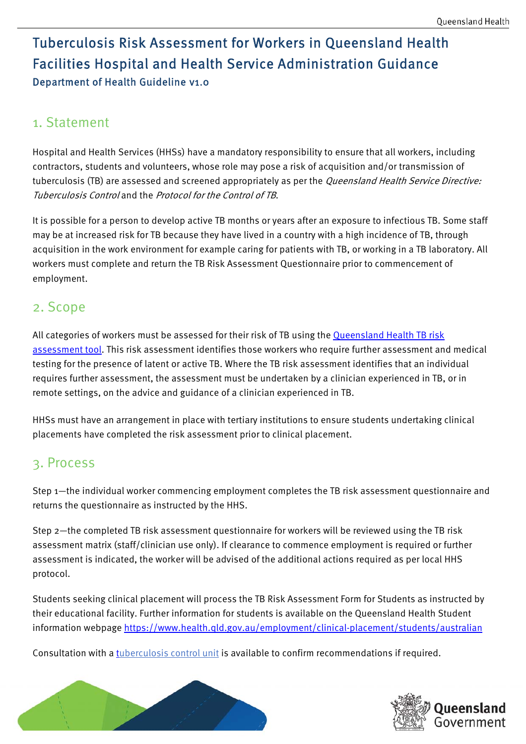# Tuberculosis Risk Assessment for Workers in Queensland Health Facilities Hospital and Health Service Administration Guidance

### Department of Health Guideline v1.0

## 1. Statement

Hospital and Health Services (HHSs) have a mandatory responsibility to ensure that all workers, including contractors, students and volunteers, whose role may pose a risk of acquisition and/or transmission of tuberculosis (TB) are assessed and screened appropriately as per the *Queensland Health Service Directive: Tuberculosis Control* and the *Protocol for the Control of TB*.

It is possible for a person to develop active TB months or years after an exposure to infectious TB. Some staff may be at increased risk for TB because they have lived in a country with a high incidence of TB, through acquisition in the work environment for example caring for patients with TB, or working in a TB laboratory. All workers must complete and return the TB Risk Assessment Questionnaire prior to commencement of employment.

## 2. Scope

All categories of workers must be assessed for their risk of TB using the [Queensland Health TB risk assessment tool](). This risk assessment identifies those workers who require further assessment and medical testing for the presence of latent or active TB. Where the TB risk assessment identifies that an individual requires further assessment, the assessment must be undertaken by a clinician experienced in TB, or in remote settings, on the advice and guidance of a clinician experienced in TB.

HHSs must have an arrangement in place with tertiary institutions to ensure students undertaking clinical placements have completed the risk assessment prior to clinical placement.

## 3. Process

Step 1—the individual worker commencing employment completes the TB risk assessment questionnaire and returns the questionnaire as instructed by the HHS.

Step 2—the completed TB risk assessment questionnaire for workers will be reviewed using the TB risk assessment matrix (staff/clinician use only). If clearance to commence employment is required or further assessment is indicated, the worker will be advised of the additional actions required as per local HHS protocol.

Students seeking clinical placement will process the TB Risk Assessment Form for Students as instructed by their educational facility. Further information for students is available on the Queensland Health Student information webpage https://www.health.qld.gov.au/employment/clinical-placement/students/australian

Consultation with a [tuberculosis control unit]() is available to confirm recommendations if required.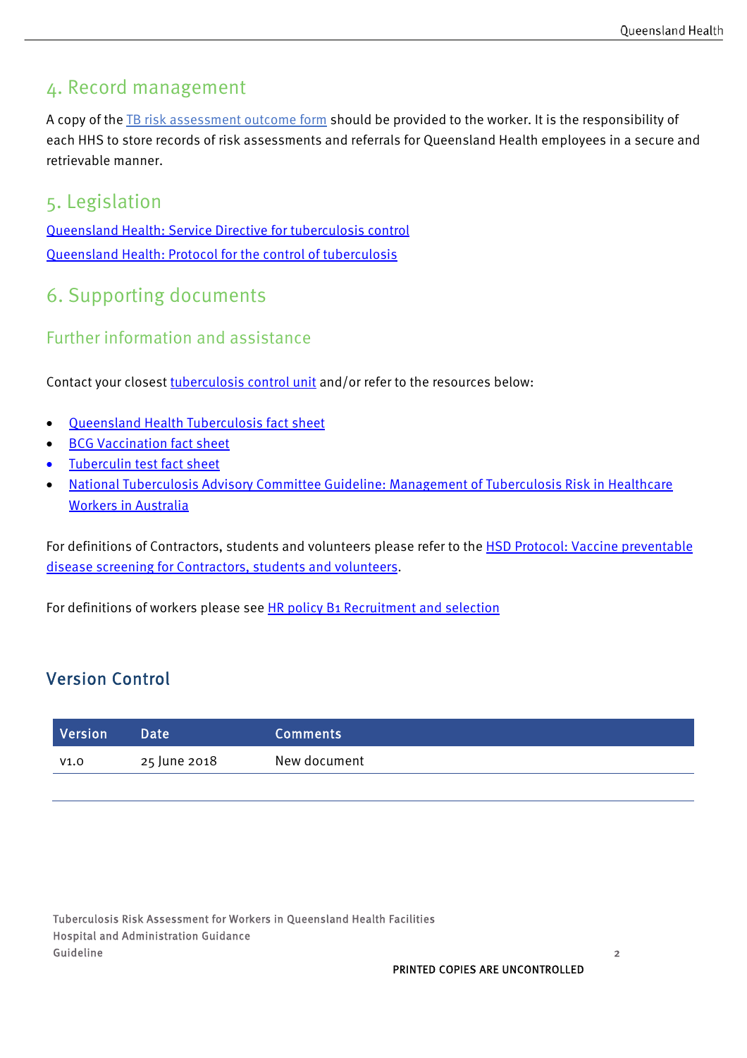## 4. Record management

A copy of the TB risk assessment outcome form should be provided to the worker. It is the responsibility of each HHS to store records of risk assessments and referrals for Queensland Health employees in a secure and retrievable manner.

## 5. Legislation

Queensland Health: Service Directive for tuberculosis control

Queensland Health: Protocol for the control of tuberculosis

## 6. Supporting documents

### Further information and assistance

Contact your closest tuberculosis control unit and/or refer to the resources below:

- Queensland Health Tuberculosis fact sheet
- BCG Vaccination fact sheet
- Tuberculin test fact sheet
- National Tuberculosis Advisory Committee Guideline: Management of Tuberculosis Risk in Healthcare Workers in Australia

For definitions of Contractors, students and volunteers please refer to the HSD Protocol: Vaccine preventable disease screening for Contractors, students and volunteers.

For definitions of workers please see HR policy B1 Recruitment and selection

## Version Control

| Version | Date | Comments |
| --- | --- | --- |
| v1.0 | 25 June 2018 | New document |